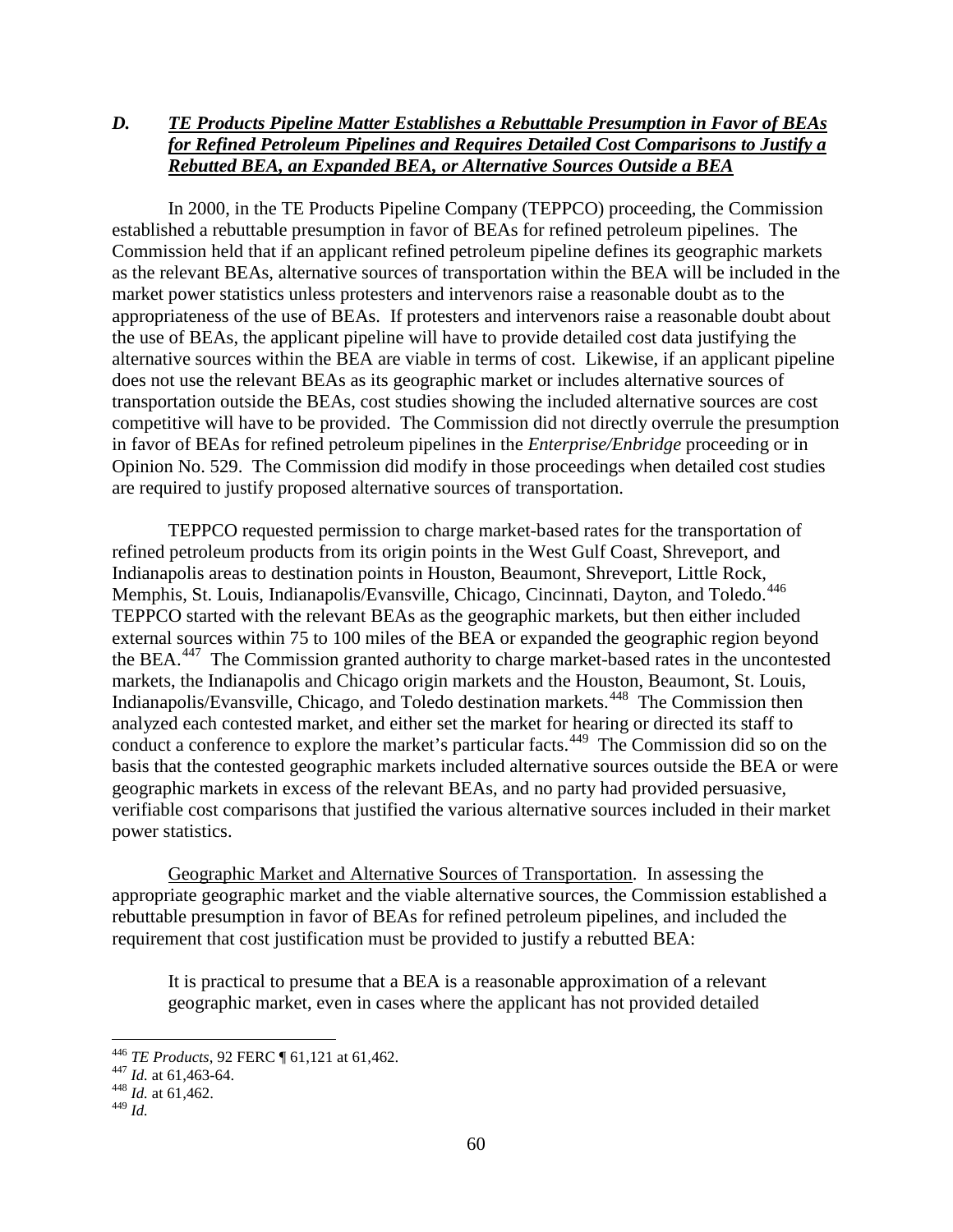### *D. TE Products Pipeline Matter Establishes a Rebuttable Presumption in Favor of BEAs for Refined Petroleum Pipelines and Requires Detailed Cost Comparisons to Justify a Rebutted BEA, an Expanded BEA, or Alternative Sources Outside a BEA*

In 2000, in the TE Products Pipeline Company (TEPPCO) proceeding, the Commission established a rebuttable presumption in favor of BEAs for refined petroleum pipelines. The Commission held that if an applicant refined petroleum pipeline defines its geographic markets as the relevant BEAs, alternative sources of transportation within the BEA will be included in the market power statistics unless protesters and intervenors raise a reasonable doubt as to the appropriateness of the use of BEAs. If protesters and intervenors raise a reasonable doubt about the use of BEAs, the applicant pipeline will have to provide detailed cost data justifying the alternative sources within the BEA are viable in terms of cost. Likewise, if an applicant pipeline does not use the relevant BEAs as its geographic market or includes alternative sources of transportation outside the BEAs, cost studies showing the included alternative sources are cost competitive will have to be provided. The Commission did not directly overrule the presumption in favor of BEAs for refined petroleum pipelines in the *Enterprise/Enbridge* proceeding or in Opinion No. 529. The Commission did modify in those proceedings when detailed cost studies are required to justify proposed alternative sources of transportation.

TEPPCO requested permission to charge market-based rates for the transportation of refined petroleum products from its origin points in the West Gulf Coast, Shreveport, and Indianapolis areas to destination points in Houston, Beaumont, Shreveport, Little Rock, Memphis, St. Louis, Indianapolis/Evansville, Chicago, Cincinnati, Dayton, and Toledo.[446] TEPPCO started with the relevant BEAs as the geographic markets, but then either included external sources within 75 to 100 miles of the BEA or expanded the geographic region beyond the BEA.[447] The Commission granted authority to charge market-based rates in the uncontested markets, the Indianapolis and Chicago origin markets and the Houston, Beaumont, St. Louis, Indianapolis/Evansville, Chicago, and Toledo destination markets.[448] The Commission then analyzed each contested market, and either set the market for hearing or directed its staff to conduct a conference to explore the market's particular facts.[449] The Commission did so on the basis that the contested geographic markets included alternative sources outside the BEA or were geographic markets in excess of the relevant BEAs, and no party had provided persuasive, verifiable cost comparisons that justified the various alternative sources included in their market power statistics.

Geographic Market and Alternative Sources of Transportation. In assessing the appropriate geographic market and the viable alternative sources, the Commission established a rebuttable presumption in favor of BEAs for refined petroleum pipelines, and included the requirement that cost justification must be provided to justify a rebutted BEA:

> It is practical to presume that a BEA is a reasonable approximation of a relevant geographic market, even in cases where the applicant has not provided detailed

---

[446] *TE Products*, 92 FERC ¶ 61,121 at 61,462.
[447] *Id.* at 61,463-64.
[448] *Id.* at 61,462.
[449] *Id.*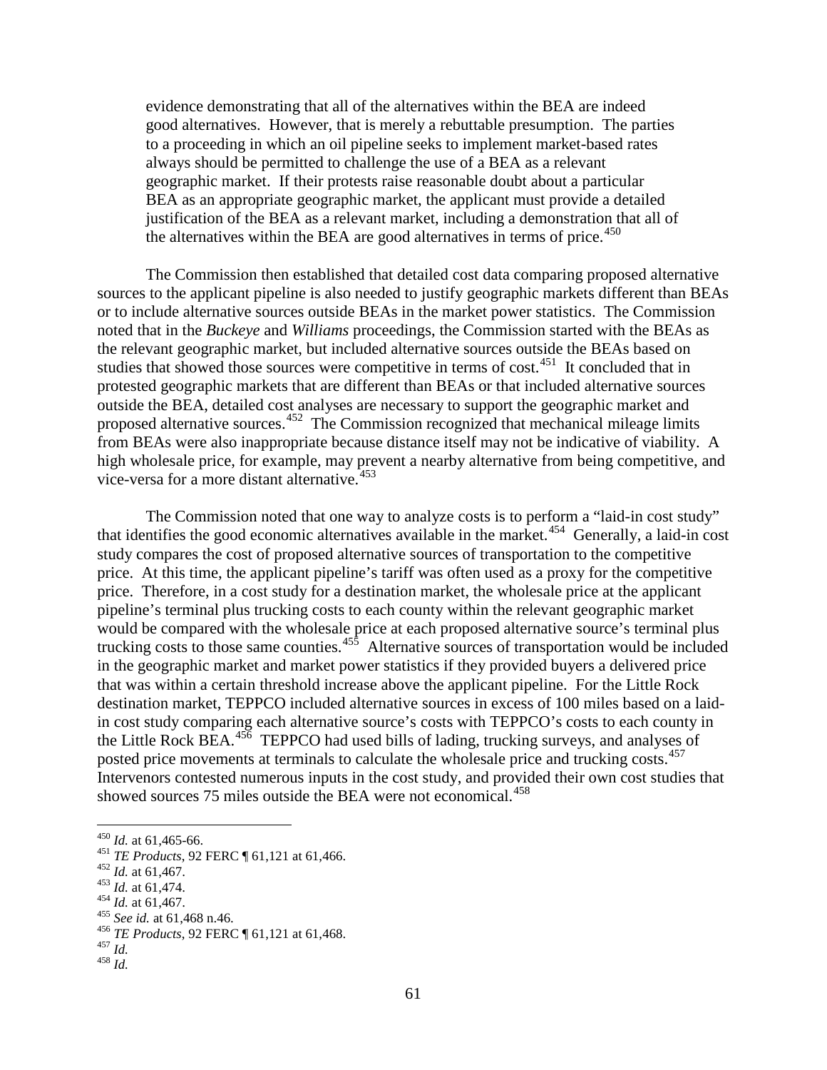> evidence demonstrating that all of the alternatives within the BEA are indeed good alternatives. However, that is merely a rebuttable presumption. The parties to a proceeding in which an oil pipeline seeks to implement market-based rates always should be permitted to challenge the use of a BEA as a relevant geographic market. If their protests raise reasonable doubt about a particular BEA as an appropriate geographic market, the applicant must provide a detailed justification of the BEA as a relevant market, including a demonstration that all of the alternatives within the BEA are good alternatives in terms of price.[450]

The Commission then established that detailed cost data comparing proposed alternative sources to the applicant pipeline is also needed to justify geographic markets different than BEAs or to include alternative sources outside BEAs in the market power statistics. The Commission noted that in the *Buckeye* and *Williams* proceedings, the Commission started with the BEAs as the relevant geographic market, but included alternative sources outside the BEAs based on studies that showed those sources were competitive in terms of cost.[451] It concluded that in protested geographic markets that are different than BEAs or that included alternative sources outside the BEA, detailed cost analyses are necessary to support the geographic market and proposed alternative sources.[452] The Commission recognized that mechanical mileage limits from BEAs were also inappropriate because distance itself may not be indicative of viability. A high wholesale price, for example, may prevent a nearby alternative from being competitive, and vice-versa for a more distant alternative.[453]

The Commission noted that one way to analyze costs is to perform a "laid-in cost study" that identifies the good economic alternatives available in the market.[454] Generally, a laid-in cost study compares the cost of proposed alternative sources of transportation to the competitive price. At this time, the applicant pipeline's tariff was often used as a proxy for the competitive price. Therefore, in a cost study for a destination market, the wholesale price at the applicant pipeline's terminal plus trucking costs to each county within the relevant geographic market would be compared with the wholesale price at each proposed alternative source's terminal plus trucking costs to those same counties.[455] Alternative sources of transportation would be included in the geographic market and market power statistics if they provided buyers a delivered price that was within a certain threshold increase above the applicant pipeline. For the Little Rock destination market, TEPPCO included alternative sources in excess of 100 miles based on a laid-in cost study comparing each alternative source's costs with TEPPCO's costs to each county in the Little Rock BEA.[456] TEPPCO had used bills of lading, trucking surveys, and analyses of posted price movements at terminals to calculate the wholesale price and trucking costs.[457] Intervenors contested numerous inputs in the cost study, and provided their own cost studies that showed sources 75 miles outside the BEA were not economical.[458]

---

[450] *Id.* at 61,465-66.

[451] *TE Products*, 92 FERC ¶ 61,121 at 61,466.

[452] *Id.* at 61,467.

[453] *Id.* at 61,474.

[454] *Id.* at 61,467.

[455] *See id.* at 61,468 n.46.

[456] *TE Products*, 92 FERC ¶ 61,121 at 61,468.

[457] *Id.*

[458] *Id.*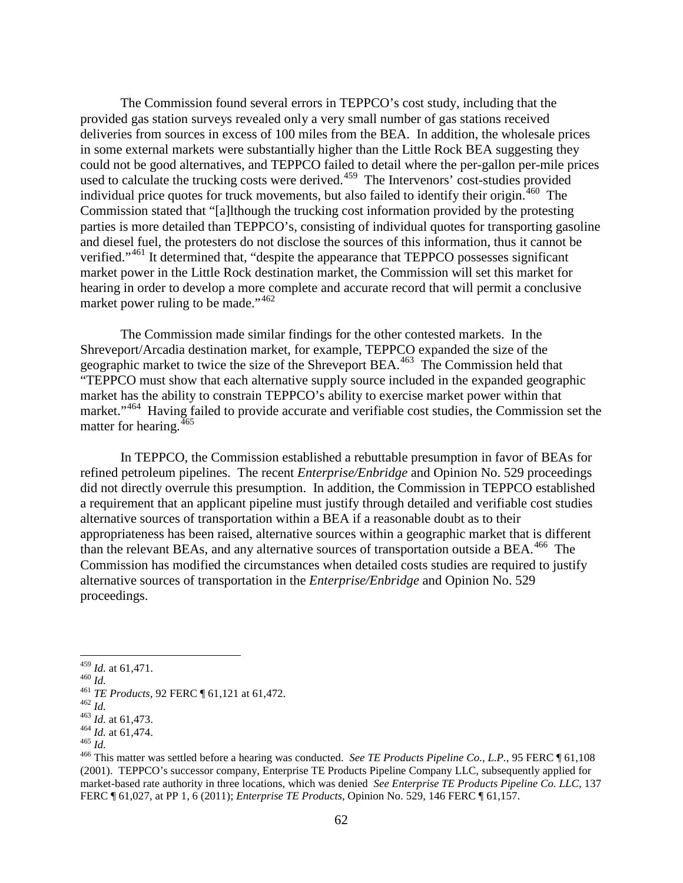The Commission found several errors in TEPPCO's cost study, including that the provided gas station surveys revealed only a very small number of gas stations received deliveries from sources in excess of 100 miles from the BEA. In addition, the wholesale prices in some external markets were substantially higher than the Little Rock BEA suggesting they could not be good alternatives, and TEPPCO failed to detail where the per-gallon per-mile prices used to calculate the trucking costs were derived.[459] The Intervenors' cost-studies provided individual price quotes for truck movements, but also failed to identify their origin.[460] The Commission stated that "[a]lthough the trucking cost information provided by the protesting parties is more detailed than TEPPCO's, consisting of individual quotes for transporting gasoline and diesel fuel, the protesters do not disclose the sources of this information, thus it cannot be verified."[461] It determined that, "despite the appearance that TEPPCO possesses significant market power in the Little Rock destination market, the Commission will set this market for hearing in order to develop a more complete and accurate record that will permit a conclusive market power ruling to be made."[462]

The Commission made similar findings for the other contested markets. In the Shreveport/Arcadia destination market, for example, TEPPCO expanded the size of the geographic market to twice the size of the Shreveport BEA.[463] The Commission held that "TEPPCO must show that each alternative supply source included in the expanded geographic market has the ability to constrain TEPPCO's ability to exercise market power within that market."[464] Having failed to provide accurate and verifiable cost studies, the Commission set the matter for hearing.[465]

In TEPPCO, the Commission established a rebuttable presumption in favor of BEAs for refined petroleum pipelines. The recent *Enterprise/Enbridge* and Opinion No. 529 proceedings did not directly overrule this presumption. In addition, the Commission in TEPPCO established a requirement that an applicant pipeline must justify through detailed and verifiable cost studies alternative sources of transportation within a BEA if a reasonable doubt as to their appropriateness has been raised, alternative sources within a geographic market that is different than the relevant BEAs, and any alternative sources of transportation outside a BEA.[466] The Commission has modified the circumstances when detailed costs studies are required to justify alternative sources of transportation in the *Enterprise/Enbridge* and Opinion No. 529 proceedings.

---

[459] *Id.* at 61,471.

[460] *Id.*

[461] *TE Products*, 92 FERC ¶ 61,121 at 61,472.

[462] *Id.*

[463] *Id.* at 61,473.

[464] *Id.* at 61,474.

[465] *Id.*

[466] This matter was settled before a hearing was conducted. *See TE Products Pipeline Co., L.P.*, 95 FERC ¶ 61,108 (2001). TEPPCO's successor company, Enterprise TE Products Pipeline Company LLC, subsequently applied for market-based rate authority in three locations, which was denied *See Enterprise TE Products Pipeline Co. LLC*, 137 FERC ¶ 61,027, at PP 1, 6 (2011); *Enterprise TE Products*, Opinion No. 529, 146 FERC ¶ 61,157.